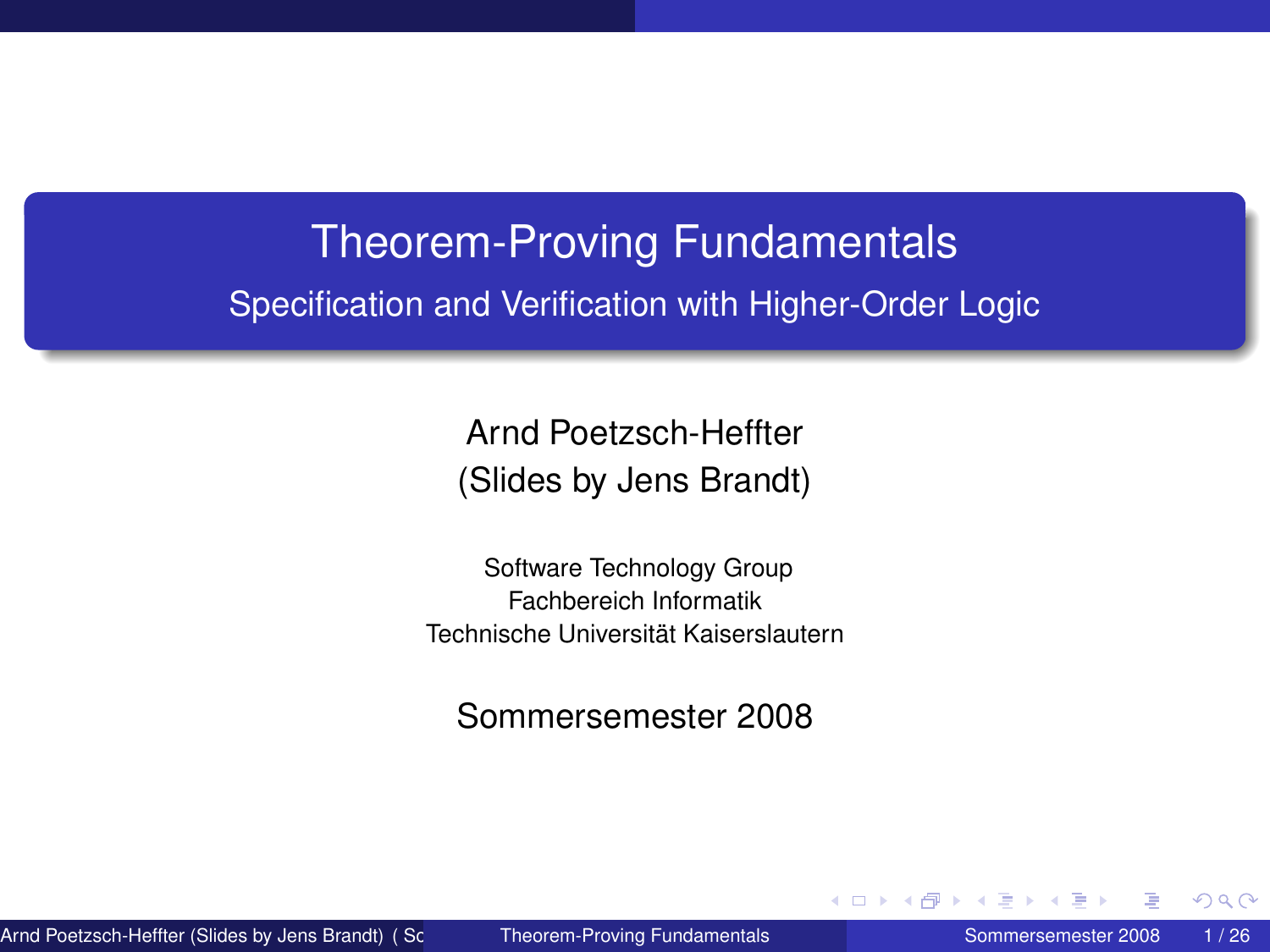# Theorem-Proving Fundamentals

## Specification and Verification with Higher-Order Logic

Arnd Poetzsch-Heffter
(Slides by Jens Brandt)

Software Technology Group
Fachbereich Informatik
Technische Universität Kaiserslautern

Sommersemester 2008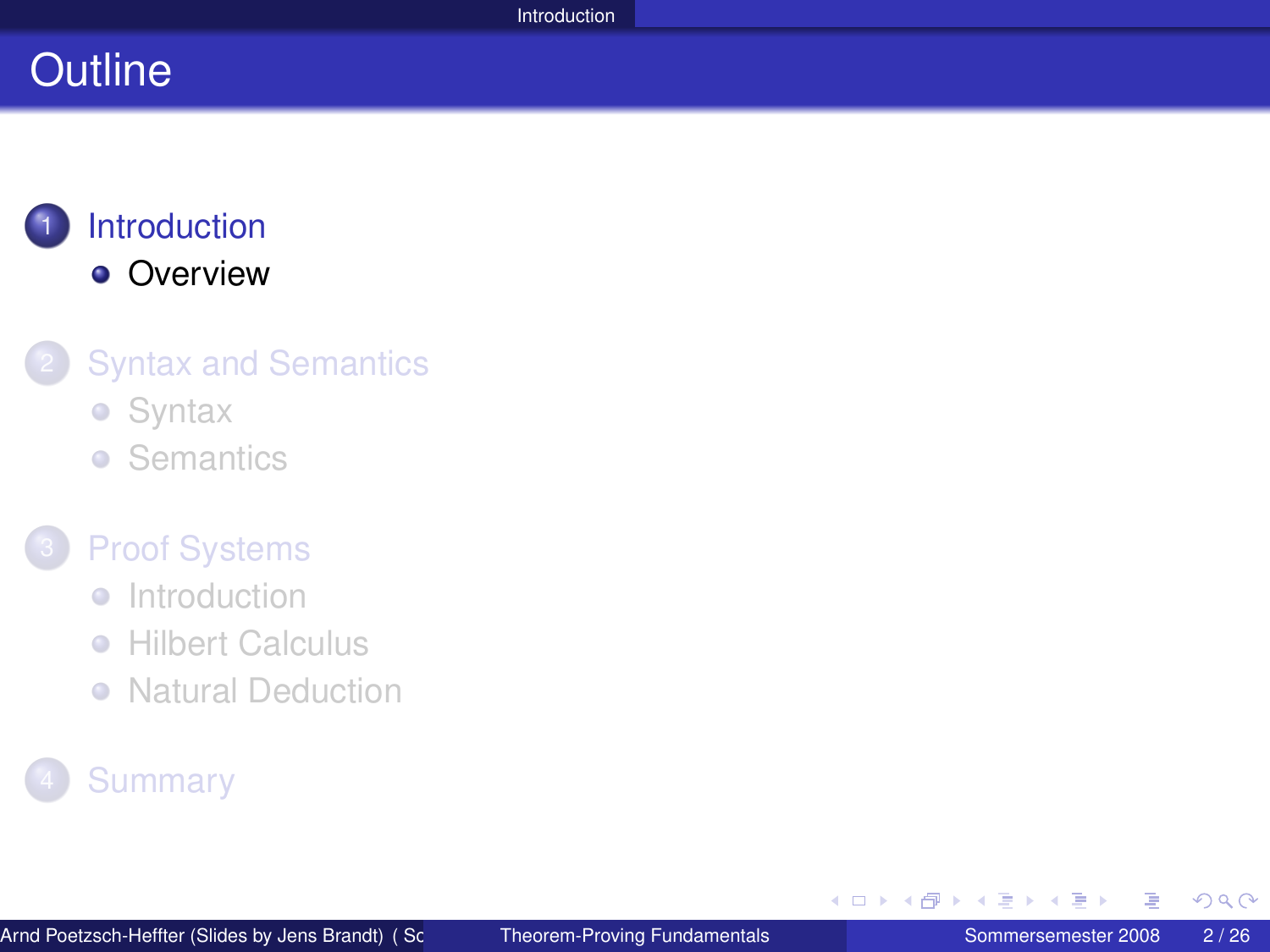# Outline

1. Introduction
   - Overview
2. Syntax and Semantics
   - Syntax
   - Semantics
3. Proof Systems
   - Introduction
   - Hilbert Calculus
   - Natural Deduction
4. Summary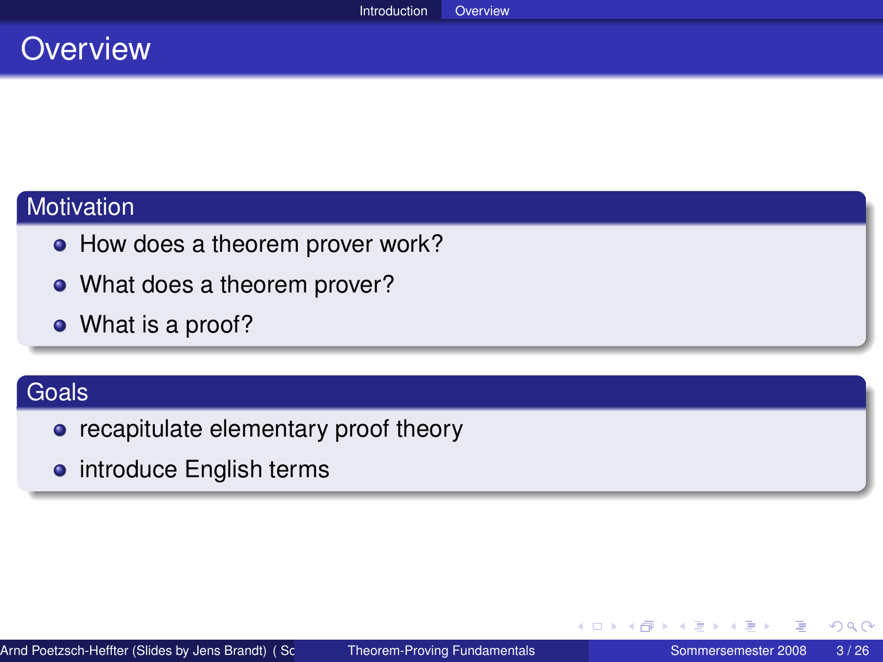# Overview

## Motivation

- How does a theorem prover work?
- What does a theorem prover?
- What is a proof?

## Goals

- recapitulate elementary proof theory
- introduce English terms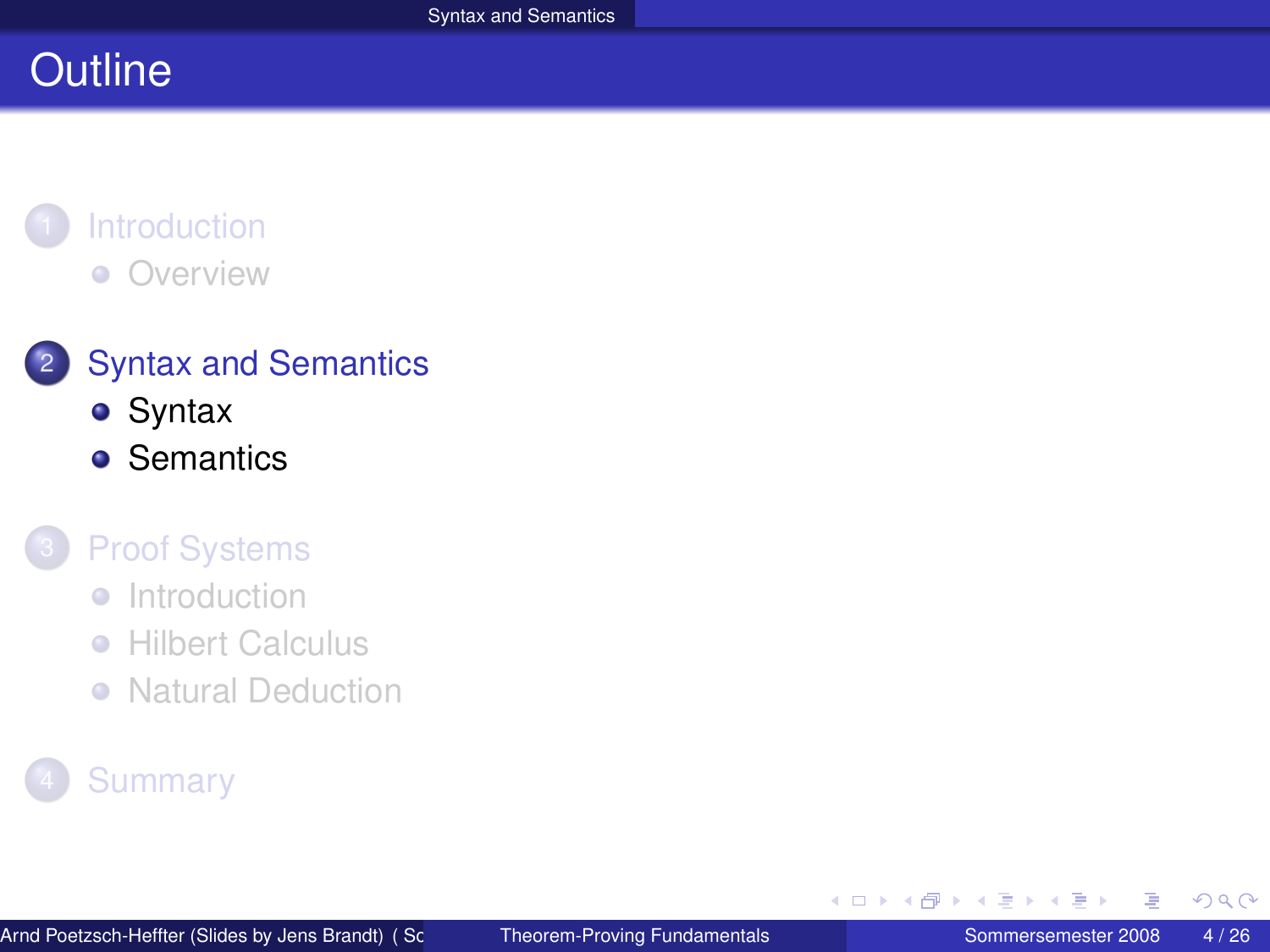# Outline

1. Introduction
   - Overview

2. Syntax and Semantics
   - Syntax
   - Semantics

3. Proof Systems
   - Introduction
   - Hilbert Calculus
   - Natural Deduction

4. Summary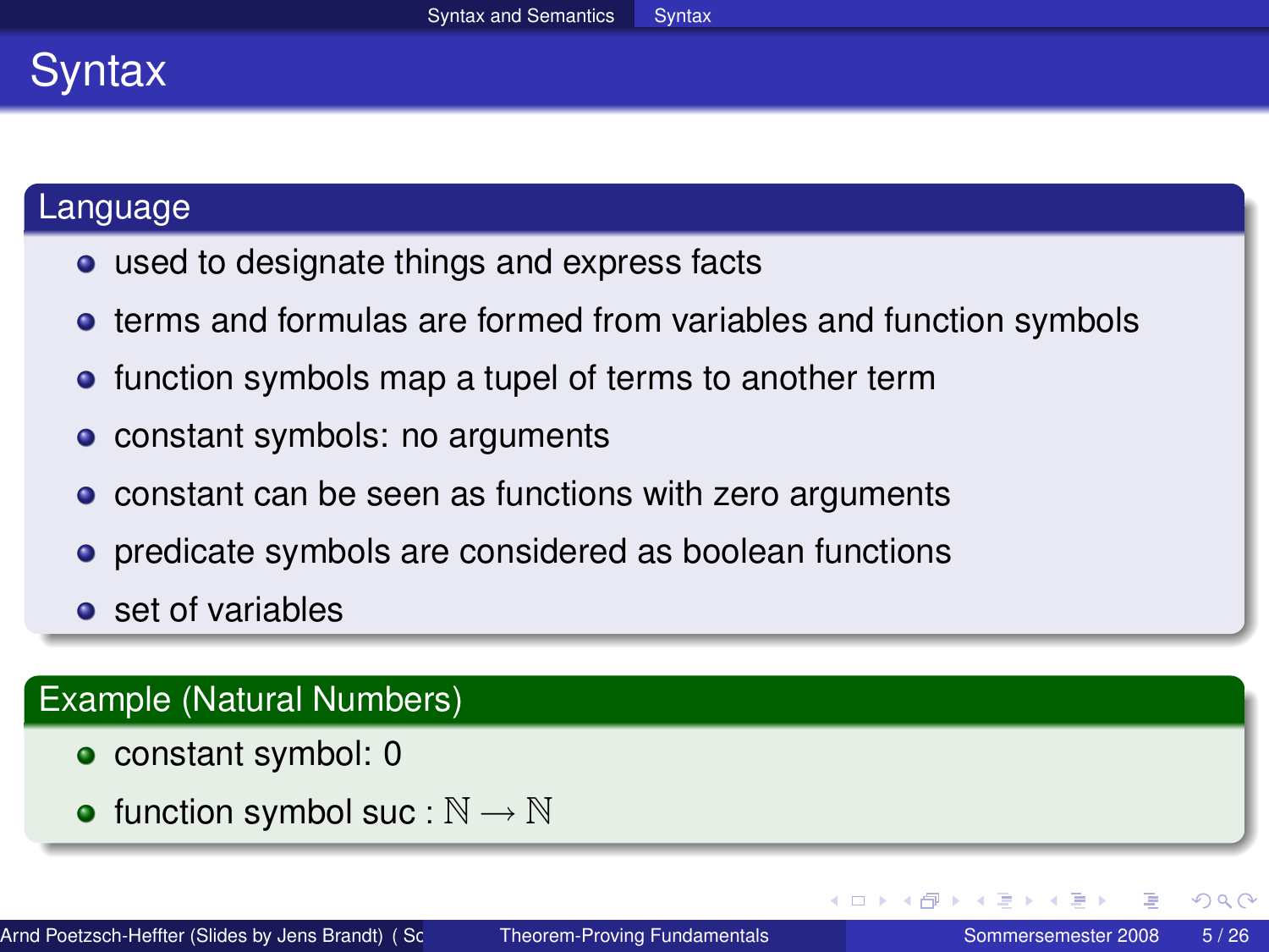# Syntax

## Language

- used to designate things and express facts
- terms and formulas are formed from variables and function symbols
- function symbols map a tupel of terms to another term
- constant symbols: no arguments
- constant can be seen as functions with zero arguments
- predicate symbols are considered as boolean functions
- set of variables

## Example (Natural Numbers)

- constant symbol: 0
- function symbol suc : $\mathbb{N} \rightarrow \mathbb{N}$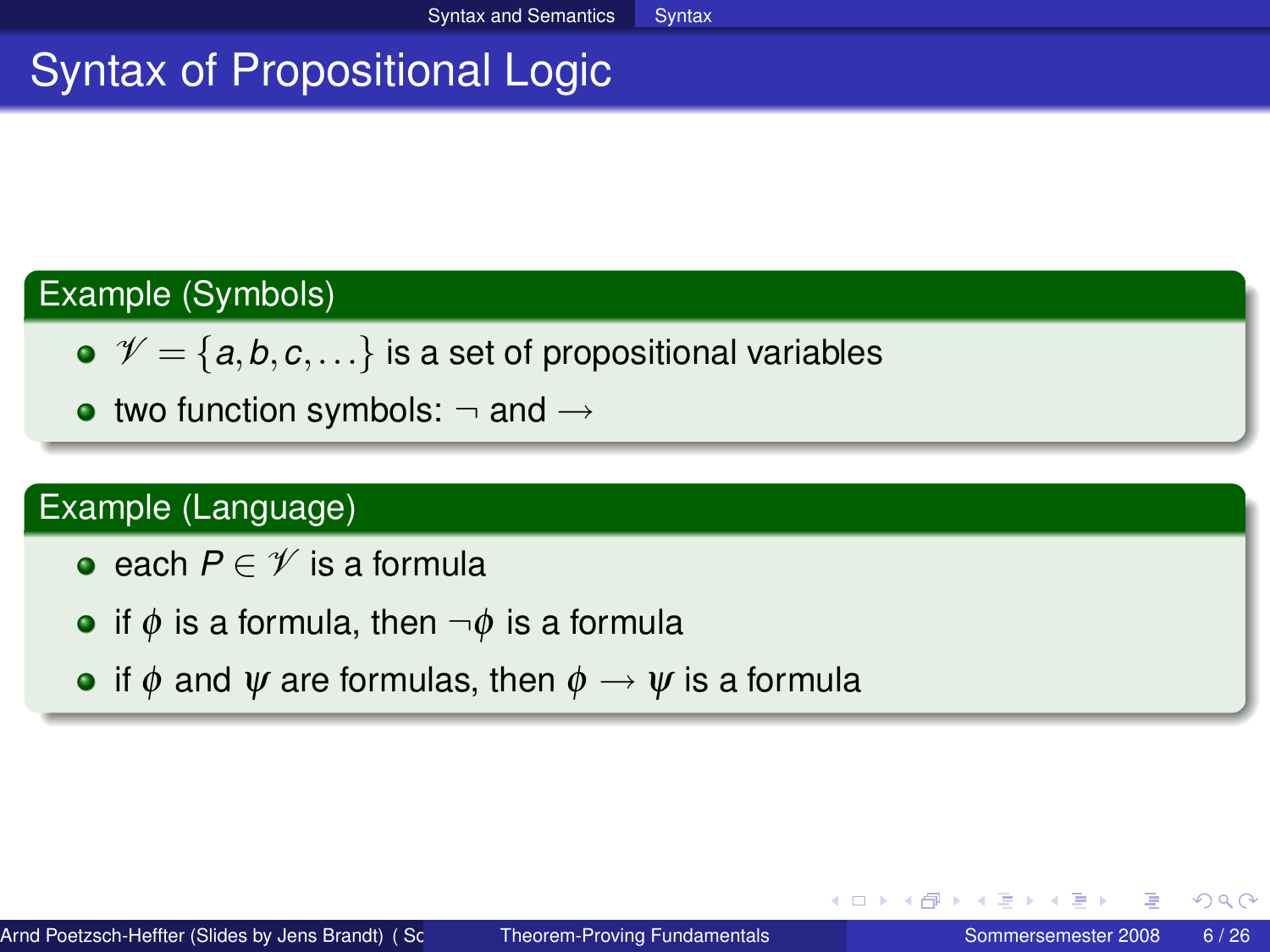# Syntax of Propositional Logic

## Example (Symbols)

- $\mathscr{V} = \{a, b, c, \ldots\}$ is a set of propositional variables
- two function symbols: $\neg$ and $\rightarrow$

## Example (Language)

- each $P \in \mathscr{V}$ is a formula
- if $\phi$ is a formula, then $\neg\phi$ is a formula
- if $\phi$ and $\psi$ are formulas, then $\phi \rightarrow \psi$ is a formula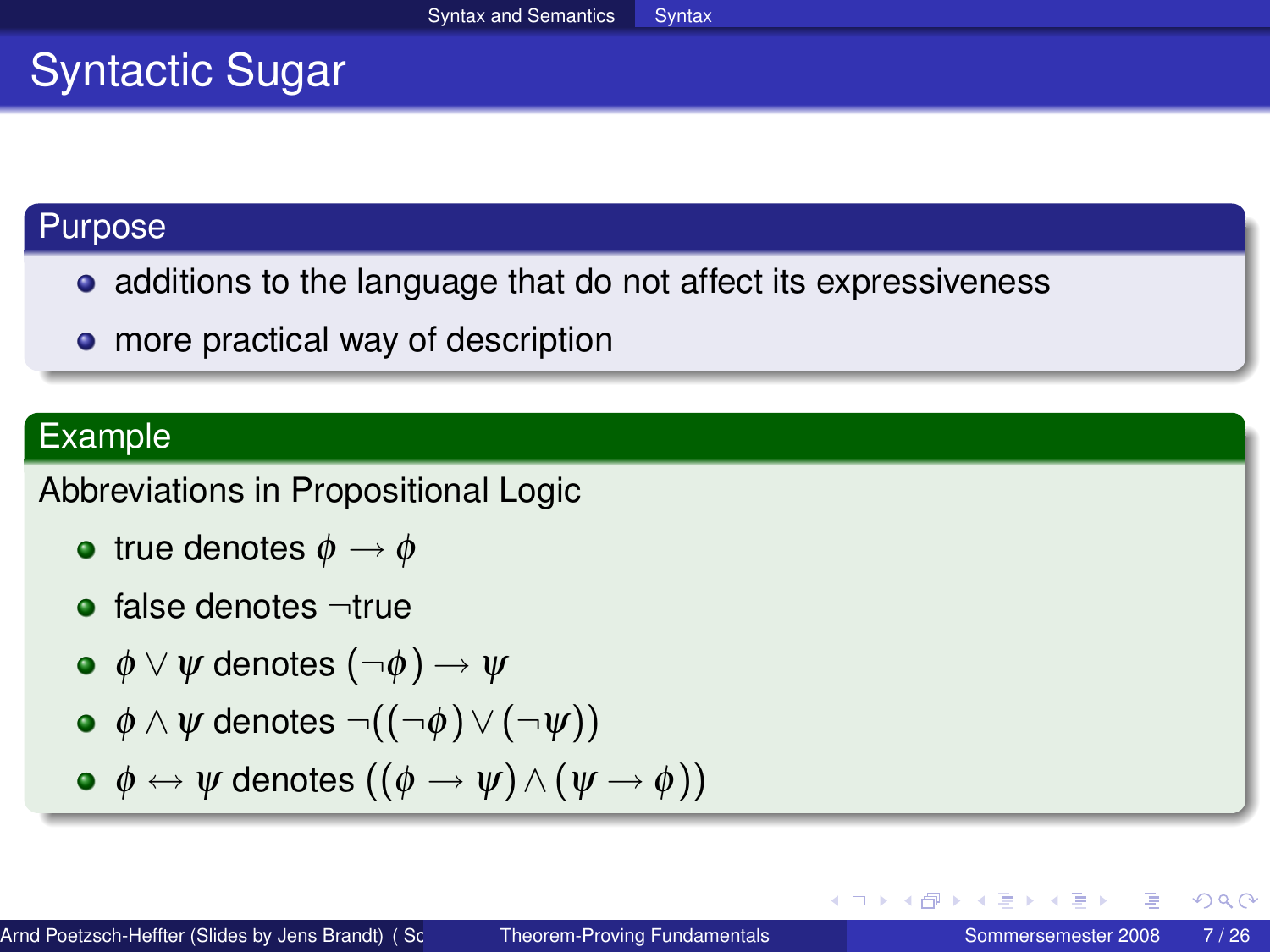# Syntactic Sugar

## Purpose

- additions to the language that do not affect its expressiveness
- more practical way of description

## Example

Abbreviations in Propositional Logic

- true denotes $\phi \rightarrow \phi$
- false denotes $\neg$true
- $\phi \vee \psi$ denotes $(\neg\phi) \rightarrow \psi$
- $\phi \wedge \psi$ denotes $\neg((\neg\phi) \vee (\neg\psi))$
- $\phi \leftrightarrow \psi$ denotes $((\phi \rightarrow \psi) \wedge (\psi \rightarrow \phi))$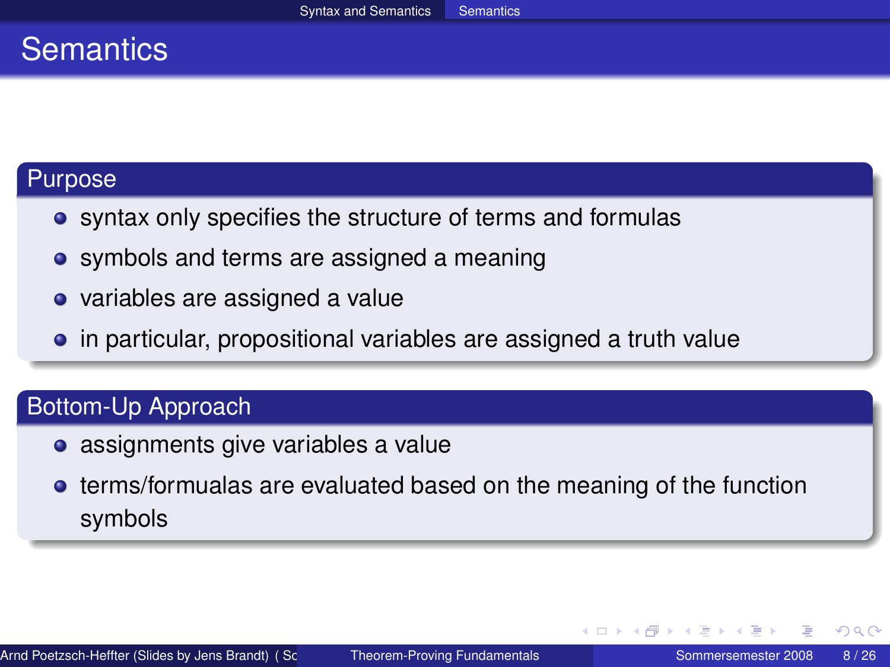# Semantics

## Purpose

- syntax only specifies the structure of terms and formulas
- symbols and terms are assigned a meaning
- variables are assigned a value
- in particular, propositional variables are assigned a truth value

## Bottom-Up Approach

- assignments give variables a value
- terms/formualas are evaluated based on the meaning of the function symbols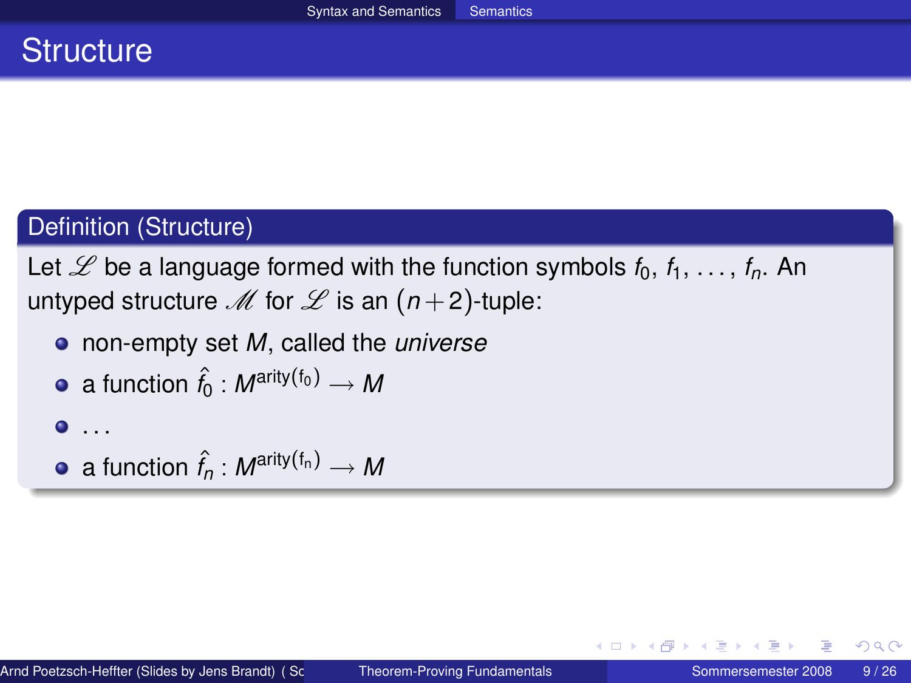# Structure

**Definition (Structure)**

Let $\mathscr{L}$ be a language formed with the function symbols $f_0, f_1, \ldots, f_n$. An untyped structure $\mathscr{M}$ for $\mathscr{L}$ is an $(n+2)$-tuple:

- non-empty set $M$, called the *universe*
- a function $\hat{f}_0 : M^{\mathrm{arity(f_0)}} \longrightarrow M$
- $\ldots$
- a function $\hat{f}_n : M^{\mathrm{arity(f_n)}} \longrightarrow M$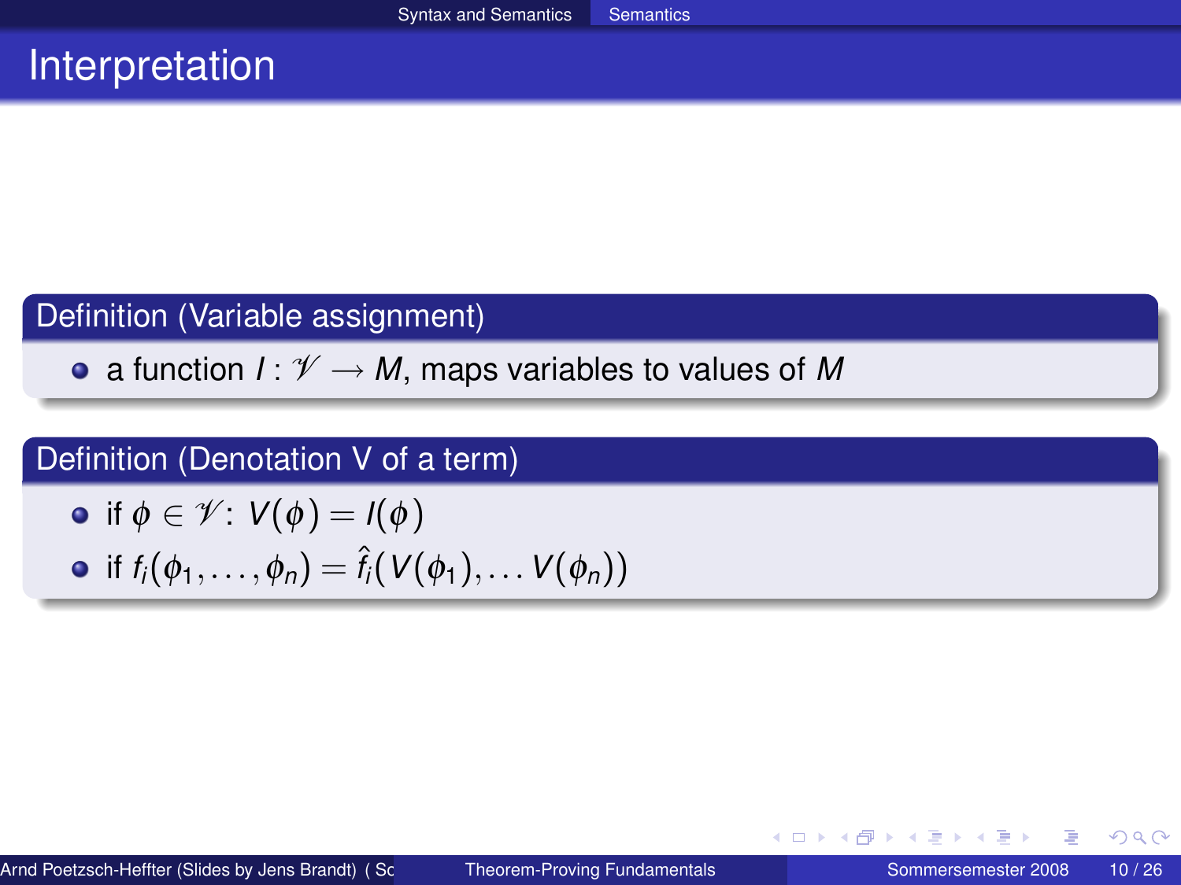# Interpretation

**Definition (Variable assignment)**

- a function $I : \mathscr{V} \to M$, maps variables to values of $M$

**Definition (Denotation V of a term)**

- if $\phi \in \mathscr{V}$: $V(\phi) = I(\phi)$
- if $f_i(\phi_1, \ldots, \phi_n) = \hat{f}_i(V(\phi_1), \ldots V(\phi_n))$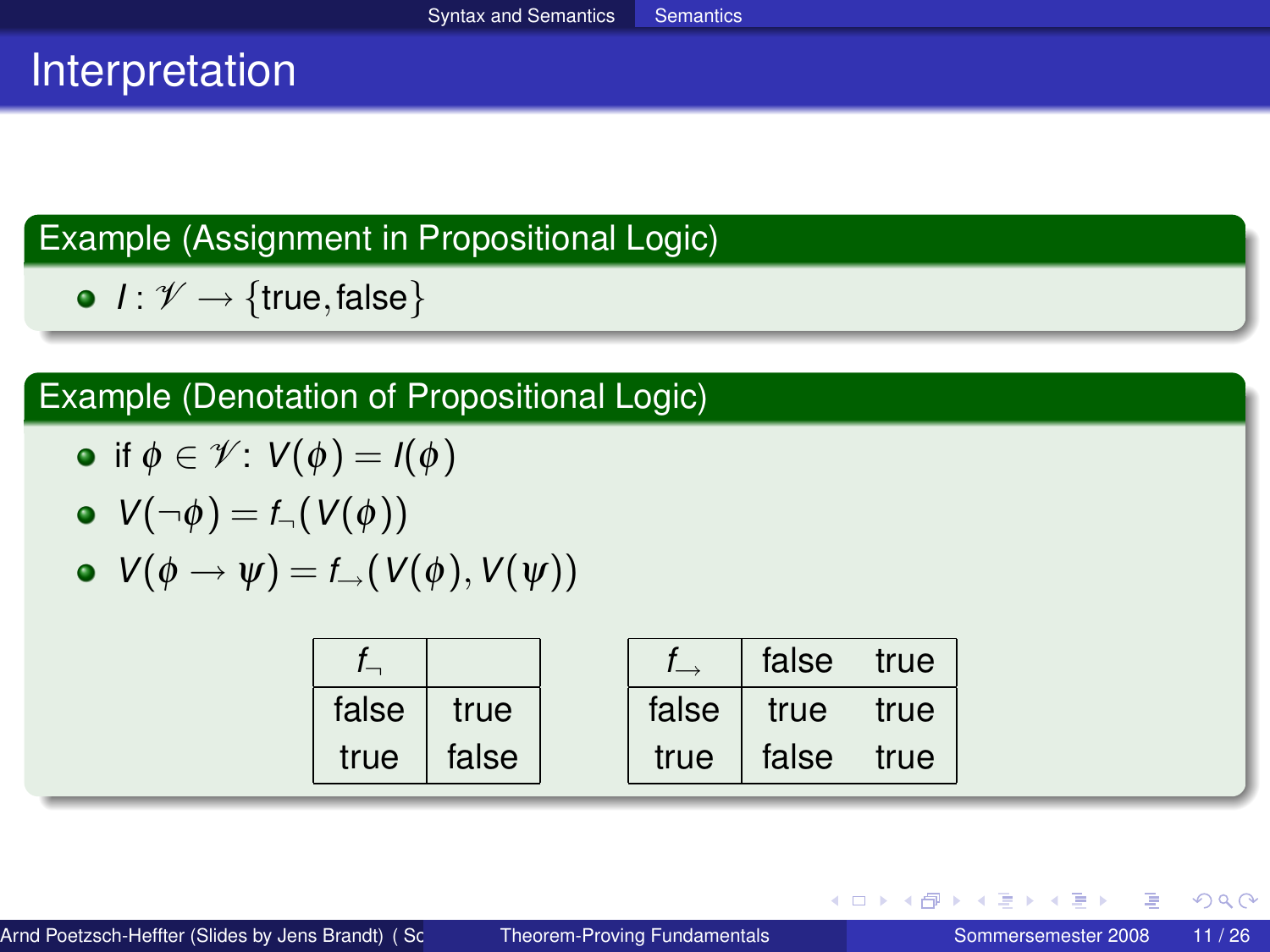# Interpretation

**Example (Assignment in Propositional Logic)**

- $I : \mathscr{V} \longrightarrow \{\text{true}, \text{false}\}$

**Example (Denotation of Propositional Logic)**

- if $\phi \in \mathscr{V}$: $V(\phi) = I(\phi)$
- $V(\neg\phi) = f_{\neg}(V(\phi))$
- $V(\phi \rightarrow \psi) = f_{\rightarrow}(V(\phi), V(\psi))$

| $f_{\neg}$ | |
|---|---|
| false | true |
| true | false |

| $f_{\rightarrow}$ | false | true |
|---|---|---|
| false | true | true |
| true | false | true |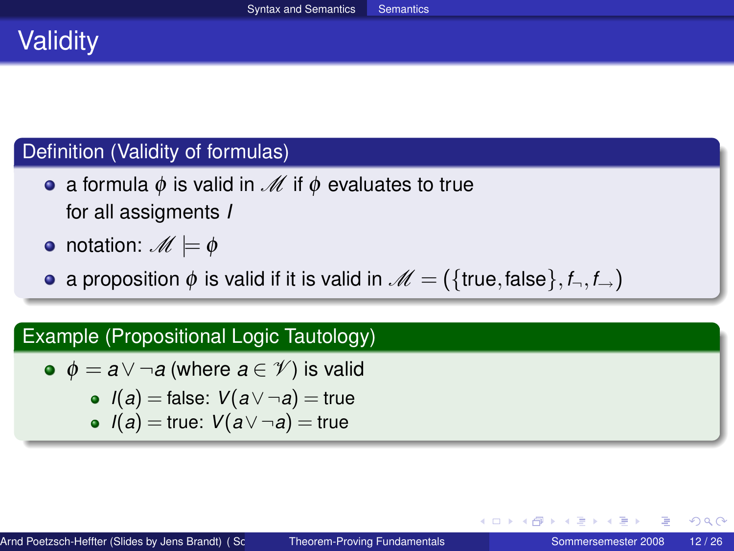# Validity

## Definition (Validity of formulas)

- a formula $\phi$ is valid in $\mathscr{M}$ if $\phi$ evaluates to true for all assigments $I$
- notation: $\mathscr{M} \models \phi$
- a proposition $\phi$ is valid if it is valid in $\mathscr{M} = (\{\text{true}, \text{false}\}, f_\neg, f_\rightarrow)$

## Example (Propositional Logic Tautology)

- $\phi = a \vee \neg a$ (where $a \in \mathscr{V}$) is valid
  - $I(a) = \text{false}$: $V(a \vee \neg a) = \text{true}$
  - $I(a) = \text{true}$: $V(a \vee \neg a) = \text{true}$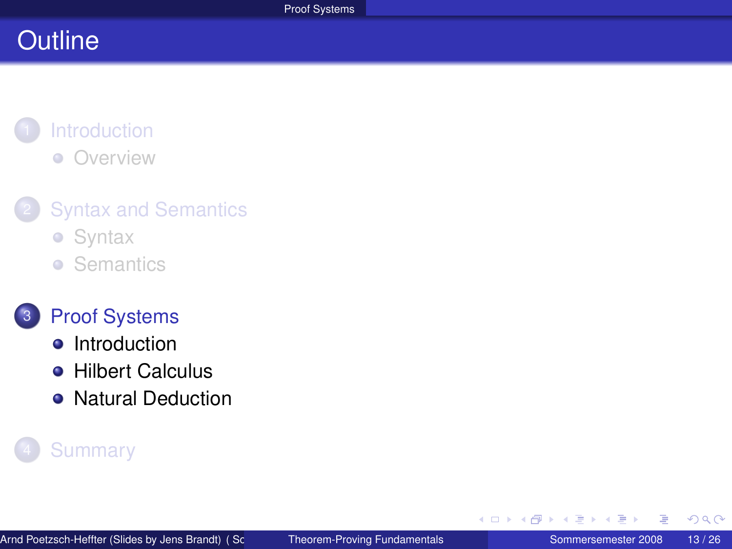# Outline

1. Introduction
   - Overview
2. Syntax and Semantics
   - Syntax
   - Semantics
3. Proof Systems
   - Introduction
   - Hilbert Calculus
   - Natural Deduction
4. Summary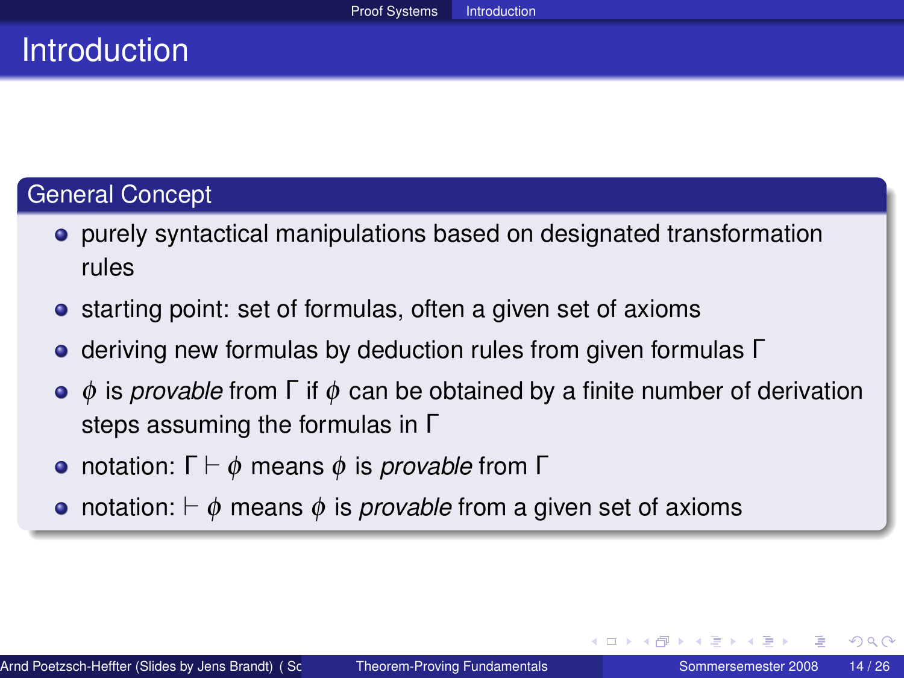# Introduction

## General Concept

- purely syntactical manipulations based on designated transformation rules
- starting point: set of formulas, often a given set of axioms
- deriving new formulas by deduction rules from given formulas $\Gamma$
- $\phi$ is *provable* from $\Gamma$ if $\phi$ can be obtained by a finite number of derivation steps assuming the formulas in $\Gamma$
- notation: $\Gamma \vdash \phi$ means $\phi$ is *provable* from $\Gamma$
- notation: $\vdash \phi$ means $\phi$ is *provable* from a given set of axioms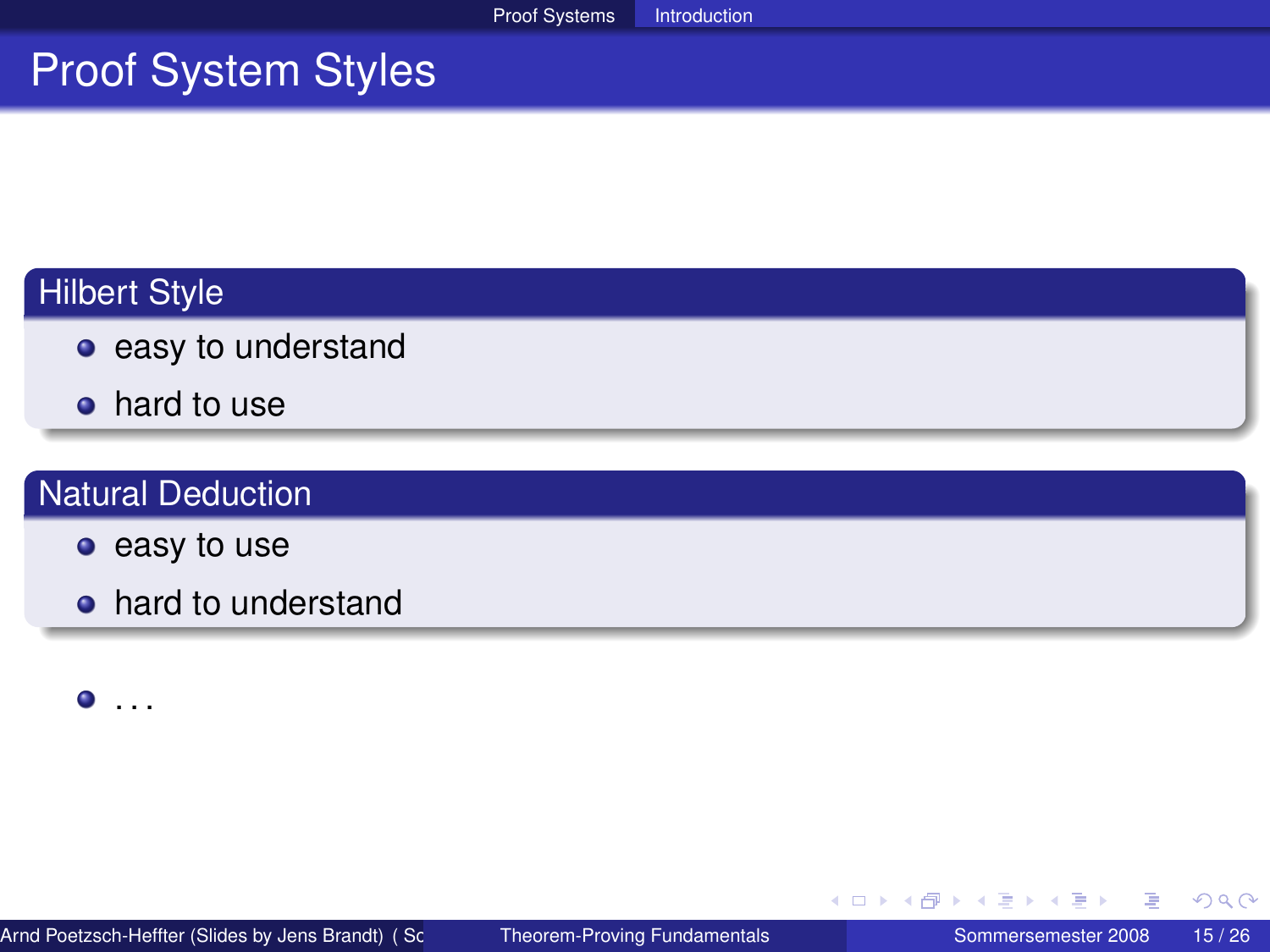# Proof System Styles

### Hilbert Style

- easy to understand
- hard to use

### Natural Deduction

- easy to use
- hard to understand

- ...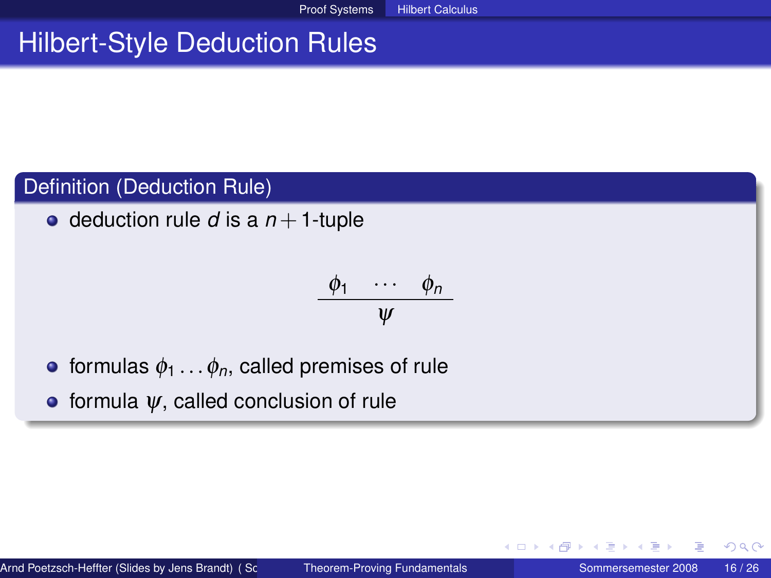# Hilbert-Style Deduction Rules

## Definition (Deduction Rule)

- deduction rule $d$ is a $n+1$-tuple

$$\frac{\phi_1 \quad \cdots \quad \phi_n}{\psi}$$

- formulas $\phi_1 \ldots \phi_n$, called premises of rule
- formula $\psi$, called conclusion of rule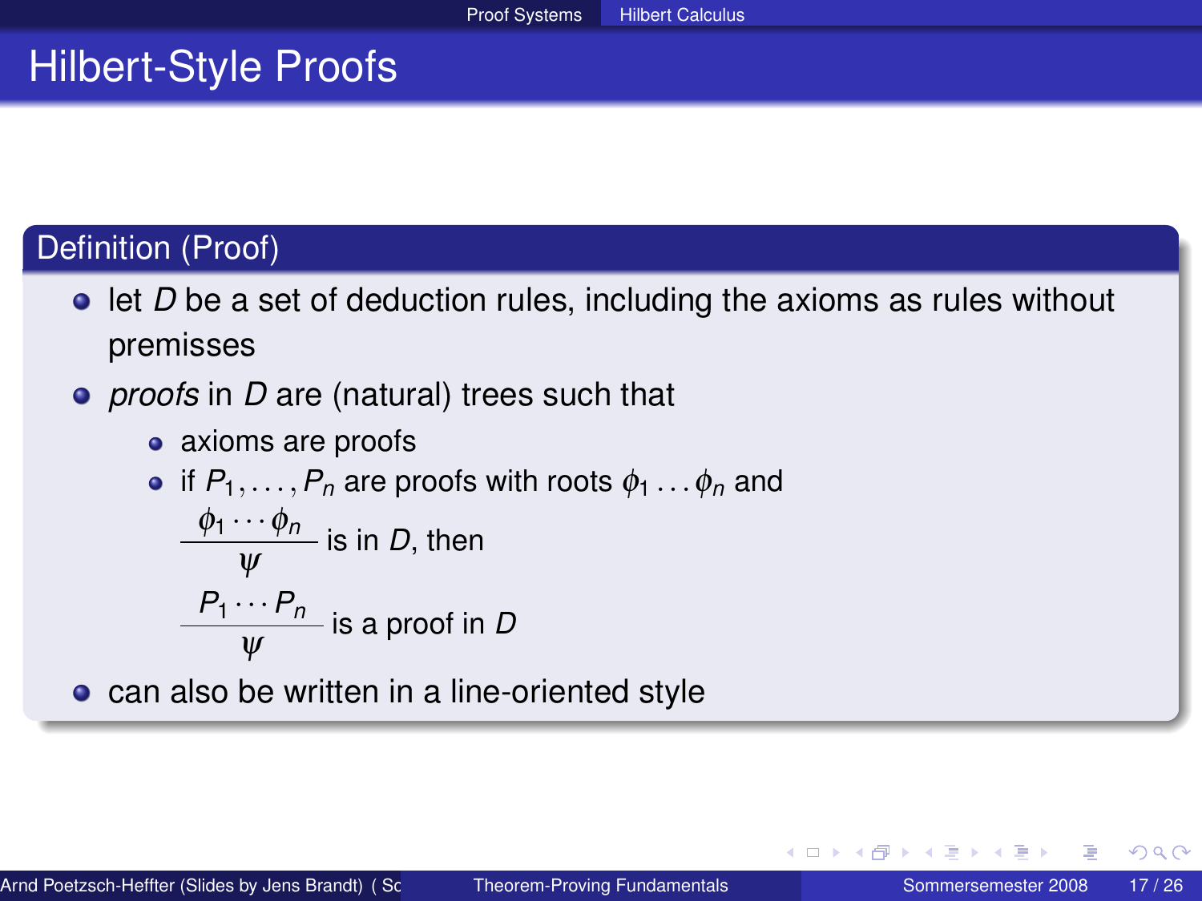# Hilbert-Style Proofs

## Definition (Proof)

- let $D$ be a set of deduction rules, including the axioms as rules without premisses
- *proofs* in $D$ are (natural) trees such that
  - axioms are proofs
  - if $P_1, \ldots, P_n$ are proofs with roots $\phi_1 \ldots \phi_n$ and
    $\dfrac{\phi_1 \cdots \phi_n}{\psi}$ is in $D$, then
    $\dfrac{P_1 \cdots P_n}{\psi}$ is a proof in $D$
- can also be written in a line-oriented style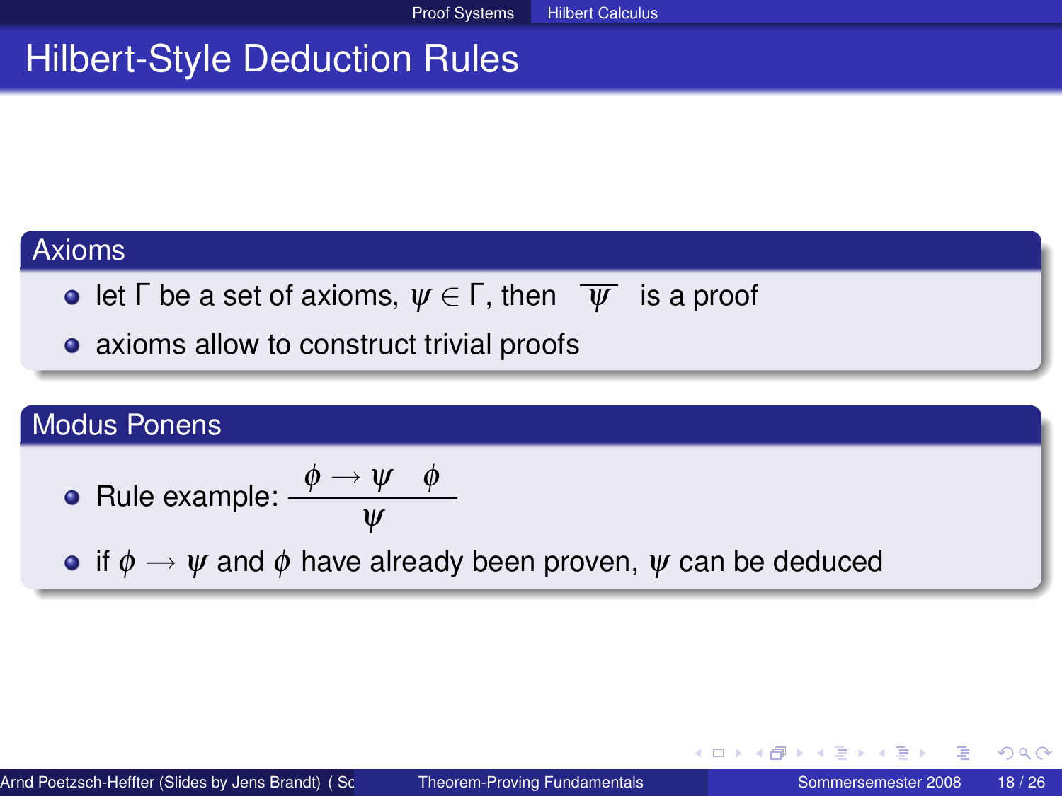# Hilbert-Style Deduction Rules

## Axioms

- let $\Gamma$ be a set of axioms, $\psi \in \Gamma$, then $\overline{\psi}$ is a proof
- axioms allow to construct trivial proofs

## Modus Ponens

- Rule example: $\dfrac{\phi \rightarrow \psi \quad \phi}{\psi}$
- if $\phi \longrightarrow \psi$ and $\phi$ have already been proven, $\psi$ can be deduced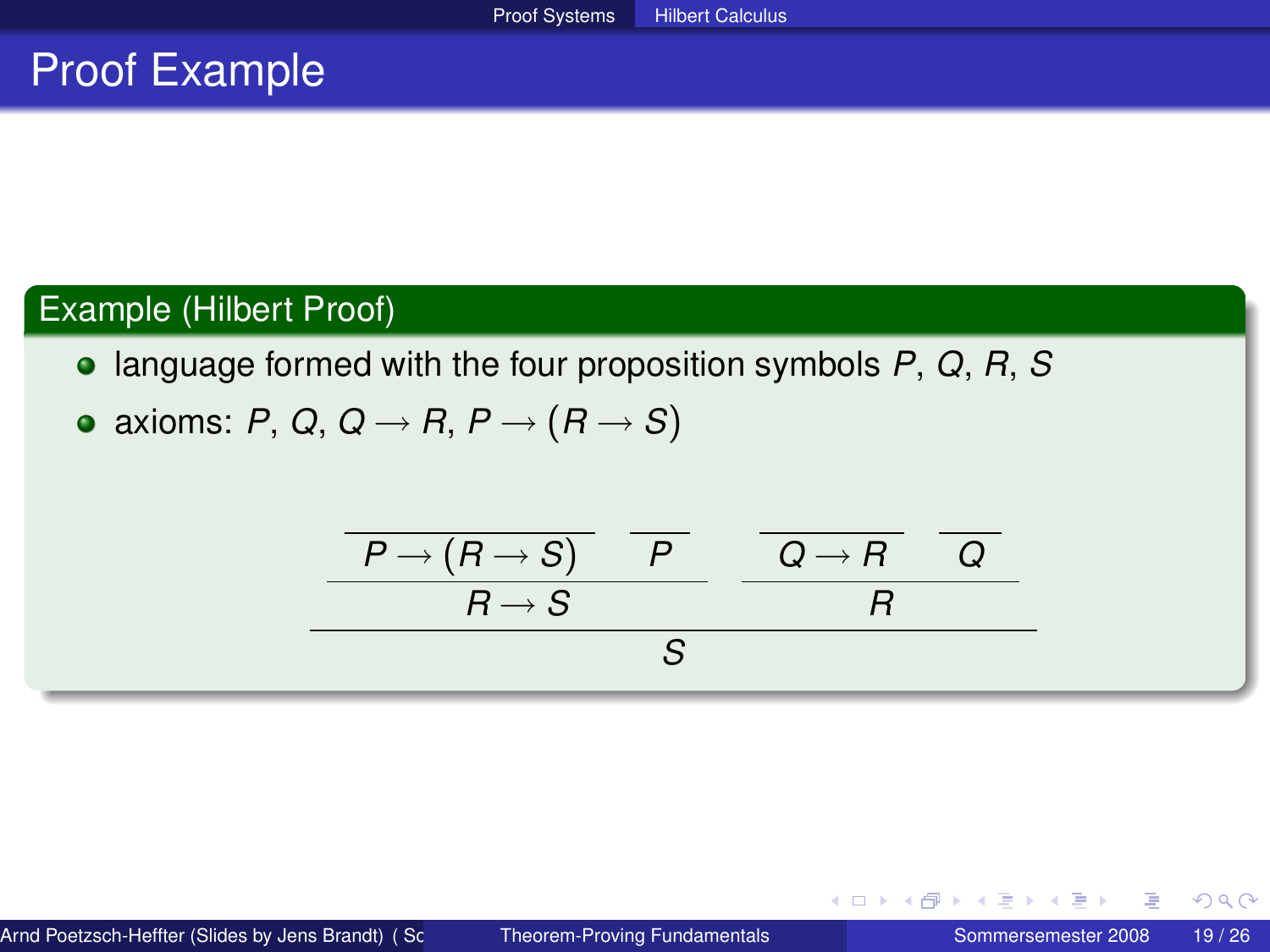# Proof Example

## Example (Hilbert Proof)

- language formed with the four proposition symbols $P$, $Q$, $R$, $S$
- axioms: $P$, $Q$, $Q \rightarrow R$, $P \rightarrow (R \rightarrow S)$

$$
\dfrac{\dfrac{\overline{P \rightarrow (R \rightarrow S)} \quad \overline{P}}{R \rightarrow S} \qquad \dfrac{\overline{Q \rightarrow R} \quad \overline{Q}}{R}}{S}
$$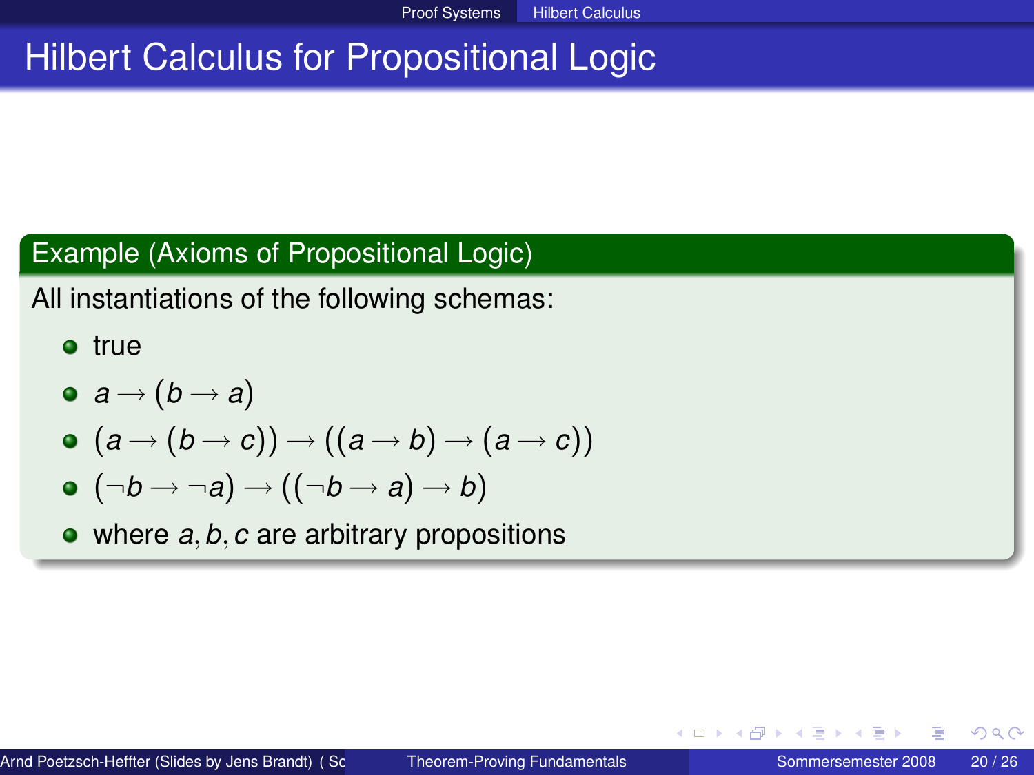# Hilbert Calculus for Propositional Logic

**Example (Axioms of Propositional Logic)**

All instantiations of the following schemas:

- true
- $a \rightarrow (b \rightarrow a)$
- $(a \rightarrow (b \rightarrow c)) \rightarrow ((a \rightarrow b) \rightarrow (a \rightarrow c))$
- $(\neg b \rightarrow \neg a) \rightarrow ((\neg b \rightarrow a) \rightarrow b)$
- where $a, b, c$ are arbitrary propositions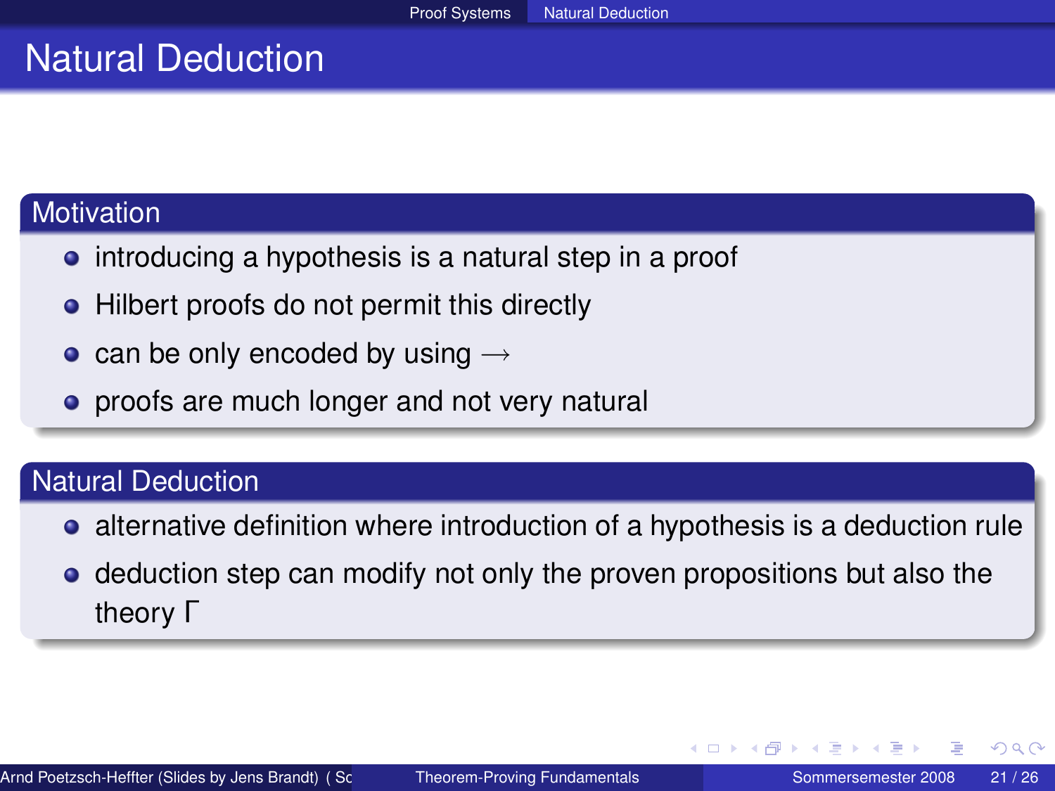# Natural Deduction

## Motivation

- introducing a hypothesis is a natural step in a proof
- Hilbert proofs do not permit this directly
- can be only encoded by using $\longrightarrow$
- proofs are much longer and not very natural

## Natural Deduction

- alternative definition where introduction of a hypothesis is a deduction rule
- deduction step can modify not only the proven propositions but also the theory $\Gamma$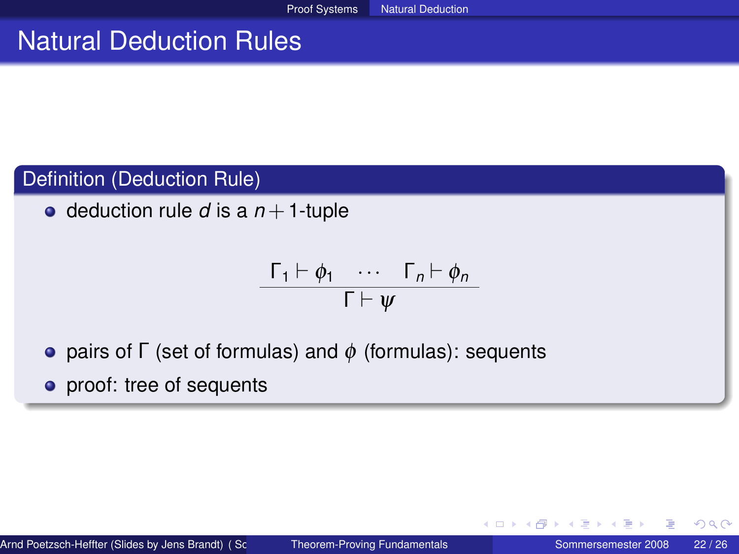# Natural Deduction Rules

## Definition (Deduction Rule)

- deduction rule $d$ is a $n+1$-tuple

$$\frac{\Gamma_1 \vdash \phi_1 \quad \cdots \quad \Gamma_n \vdash \phi_n}{\Gamma \vdash \psi}$$

- pairs of $\Gamma$ (set of formulas) and $\phi$ (formulas): sequents
- proof: tree of sequents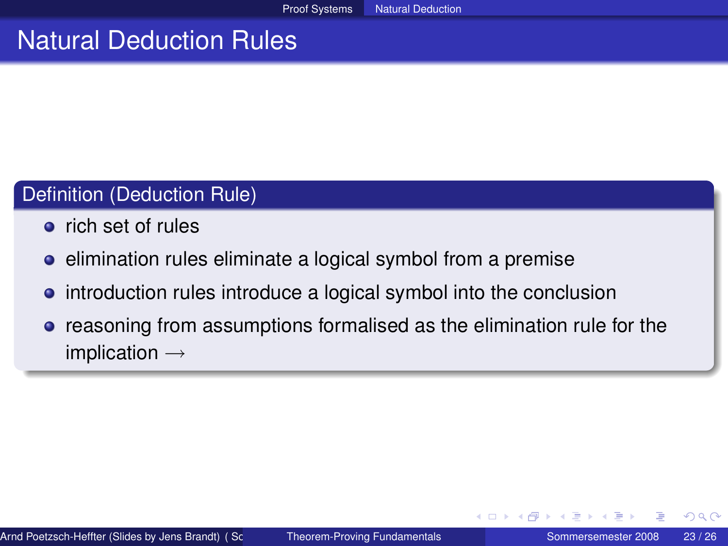# Natural Deduction Rules

**Definition (Deduction Rule)**

- rich set of rules
- elimination rules eliminate a logical symbol from a premise
- introduction rules introduce a logical symbol into the conclusion
- reasoning from assumptions formalised as the elimination rule for the implication $\longrightarrow$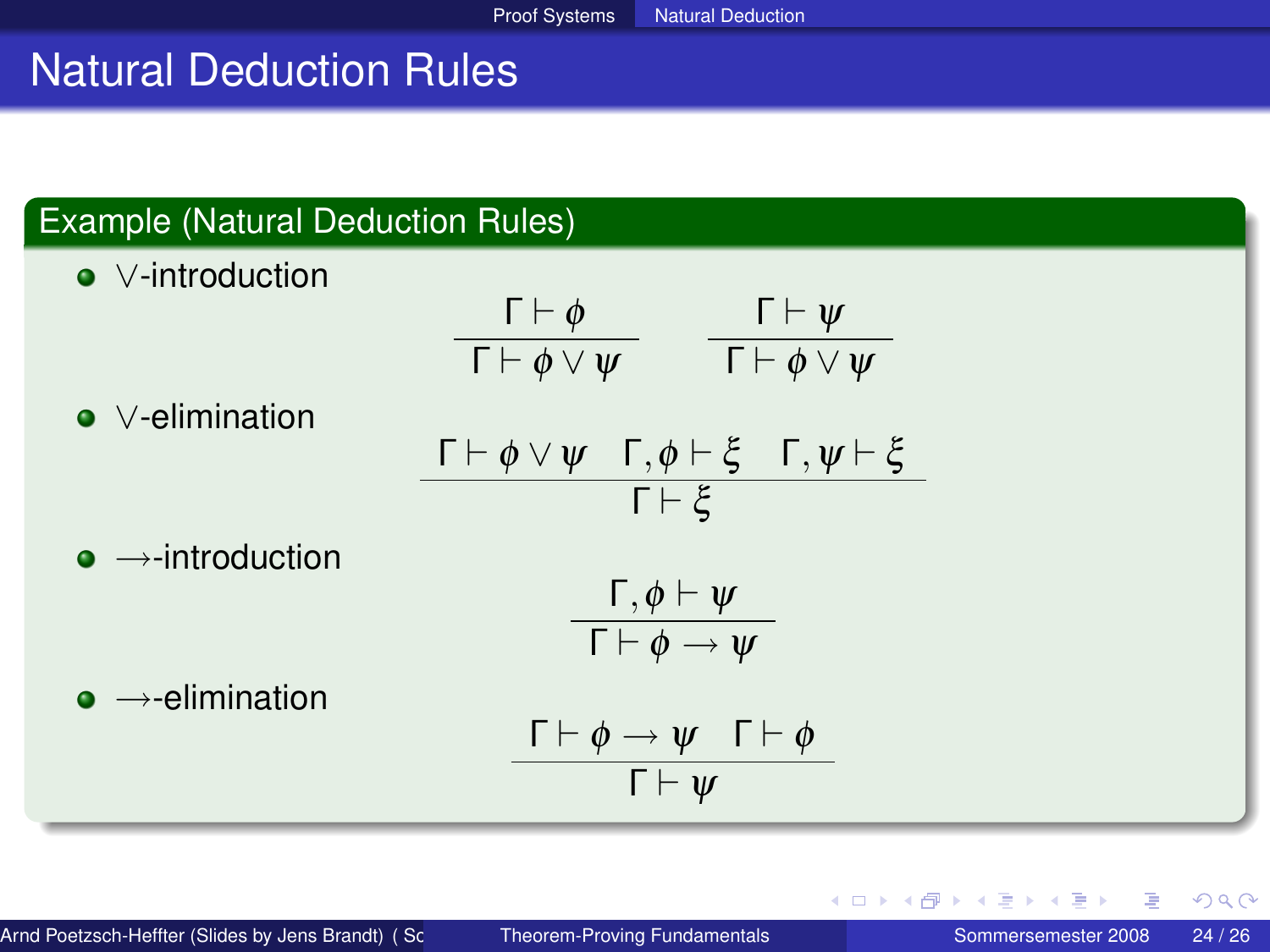# Natural Deduction Rules

## Example (Natural Deduction Rules)

- $\vee$-introduction

$$\frac{\Gamma \vdash \phi}{\Gamma \vdash \phi \vee \psi} \qquad \frac{\Gamma \vdash \psi}{\Gamma \vdash \phi \vee \psi}$$

- $\vee$-elimination

$$\frac{\Gamma \vdash \phi \vee \psi \quad \Gamma, \phi \vdash \xi \quad \Gamma, \psi \vdash \xi}{\Gamma \vdash \xi}$$

- $\rightarrow$-introduction

$$\frac{\Gamma, \phi \vdash \psi}{\Gamma \vdash \phi \rightarrow \psi}$$

- $\rightarrow$-elimination

$$\frac{\Gamma \vdash \phi \rightarrow \psi \quad \Gamma \vdash \phi}{\Gamma \vdash \psi}$$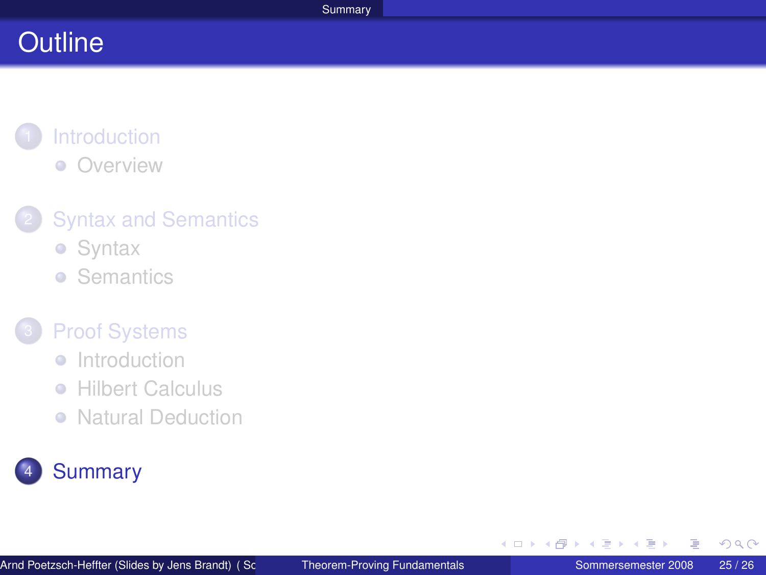# Outline

1. Introduction
   - Overview
2. Syntax and Semantics
   - Syntax
   - Semantics
3. Proof Systems
   - Introduction
   - Hilbert Calculus
   - Natural Deduction
4. Summary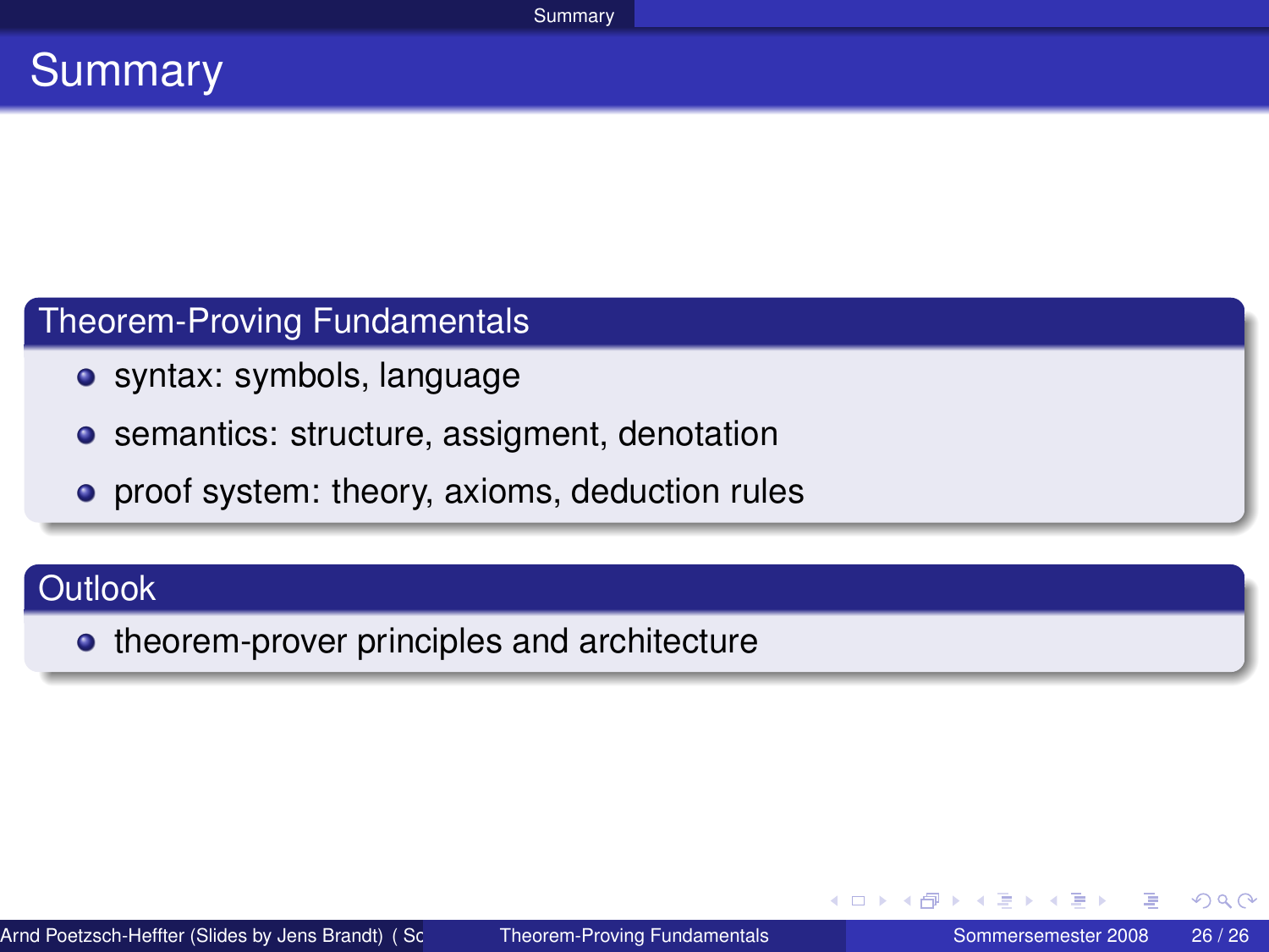# Summary

## Theorem-Proving Fundamentals

- syntax: symbols, language
- semantics: structure, assigment, denotation
- proof system: theory, axioms, deduction rules

## Outlook

- theorem-prover principles and architecture